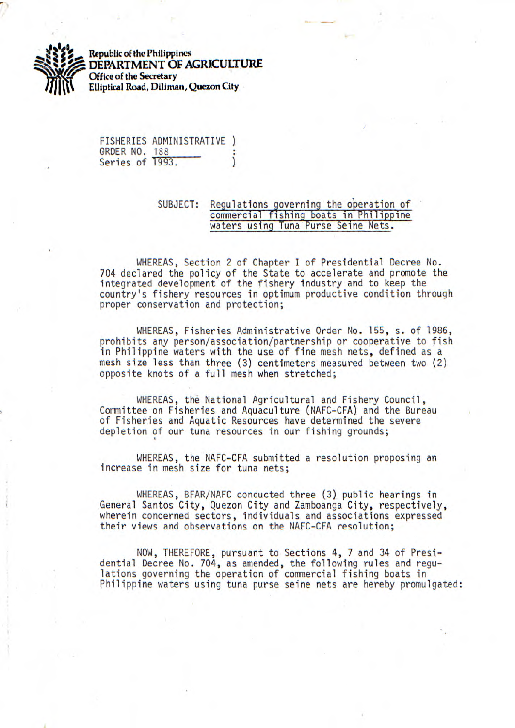Republic of the Philippines
**DEPARTMENT OF AGRICULTURE**
Office of the Secretary
Elliptical Road, Diliman, Quezon City

FISHERIES ADMINISTRATIVE )
ORDER NO. 188 :
Series of 1993. )

SUBJECT: Regulations governing the operation of commercial fishing boats in Philippine waters using Tuna Purse Seine Nets.

WHEREAS, Section 2 of Chapter I of Presidential Decree No. 704 declared the policy of the State to accelerate and promote the integrated development of the fishery industry and to keep the country's fishery resources in optimum productive condition through proper conservation and protection;

WHEREAS, Fisheries Administrative Order No. 155, s. of 1986, prohibits any person/association/partnership or cooperative to fish in Philippine waters with the use of fine mesh nets, defined as a mesh size less than three (3) centimeters measured between two (2) opposite knots of a full mesh when stretched;

WHEREAS, the National Agricultural and Fishery Council, Committee on Fisheries and Aquaculture (NAFC-CFA) and the Bureau of Fisheries and Aquatic Resources have determined the severe depletion of our tuna resources in our fishing grounds;

WHEREAS, the NAFC-CFA submitted a resolution proposing an increase in mesh size for tuna nets;

WHEREAS, BFAR/NAFC conducted three (3) public hearings in General Santos City, Quezon City and Zamboanga City, respectively, wherein concerned sectors, individuals and associations expressed their views and observations on the NAFC-CFA resolution;

NOW, THEREFORE, pursuant to Sections 4, 7 and 34 of Presidential Decree No. 704, as amended, the following rules and regulations governing the operation of commercial fishing boats in Philippine waters using tuna purse seine nets are hereby promulgated: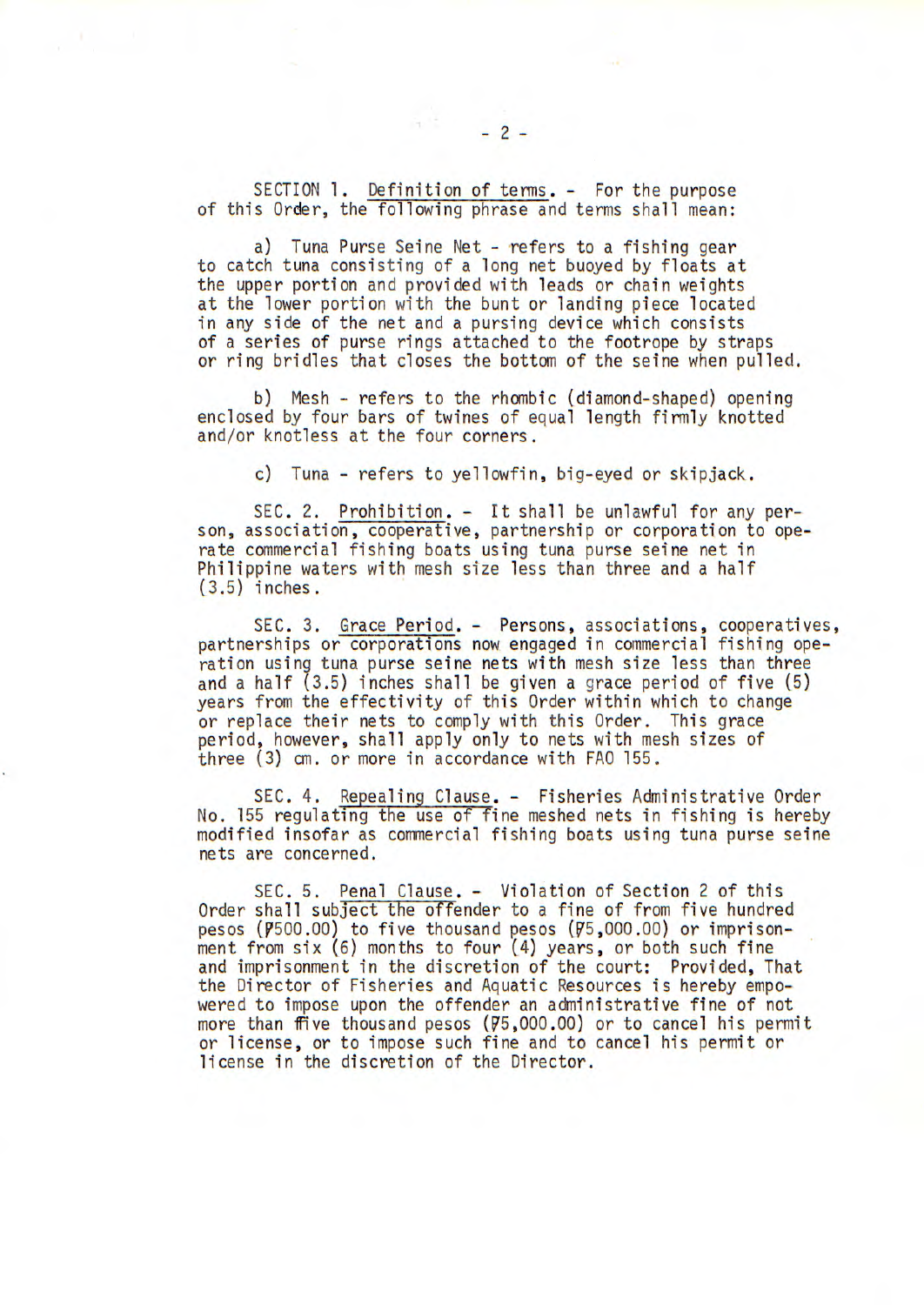SECTION 1. Definition of terms. - For the purpose of this Order, the following phrase and terms shall mean:

a) Tuna Purse Seine Net - refers to a fishing gear to catch tuna consisting of a long net buoyed by floats at the upper portion and provided with leads or chain weights at the lower portion with the bunt or landing piece located in any side of the net and a pursing device which consists of a series of purse rings attached to the footrope by straps or ring bridles that closes the bottom of the seine when pulled.

b) Mesh - refers to the rhombic (diamond-shaped) opening enclosed by four bars of twines of equal length firmly knotted and/or knotless at the four corners.

c) Tuna - refers to yellowfin, big-eyed or skipjack.

SEC. 2. Prohibition. - It shall be unlawful for any person, association, cooperative, partnership or corporation to operate commercial fishing boats using tuna purse seine net in Philippine waters with mesh size less than three and a half (3.5) inches.

SEC. 3. Grace Period. - Persons, associations, cooperatives, partnerships or corporations now engaged in commercial fishing operation using tuna purse seine nets with mesh size less than three and a half (3.5) inches shall be given a grace period of five (5) years from the effectivity of this Order within which to change or replace their nets to comply with this Order. This grace period, however, shall apply only to nets with mesh sizes of three (3) cm. or more in accordance with FAO 155.

SEC. 4. Repealing Clause. - Fisheries Administrative Order No. 155 regulating the use of fine meshed nets in fishing is hereby modified insofar as commercial fishing boats using tuna purse seine nets are concerned.

SEC. 5. Penal Clause. - Violation of Section 2 of this Order shall subject the offender to a fine of from five hundred pesos (₱500.00) to five thousand pesos (₱5,000.00) or imprisonment from six (6) months to four (4) years, or both such fine and imprisonment in the discretion of the court: Provided, That the Director of Fisheries and Aquatic Resources is hereby empowered to impose upon the offender an administrative fine of not more than five thousand pesos (₱5,000.00) or to cancel his permit or license, or to impose such fine and to cancel his permit or license in the discretion of the Director.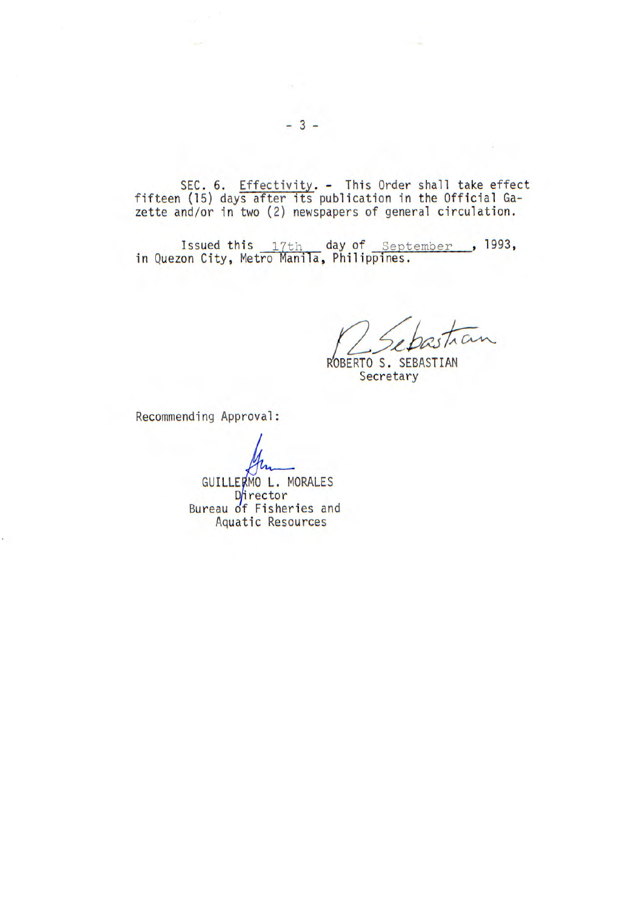SEC. 6. Effectivity. - This Order shall take effect fifteen (15) days after its publication in the Official Gazette and/or in two (2) newspapers of general circulation.

Issued this 17th day of September, 1993, in Quezon City, Metro Manila, Philippines.

ROBERTO S. SEBASTIAN
Secretary

Recommending Approval:

GUILLERMO L. MORALES
Director
Bureau of Fisheries and Aquatic Resources